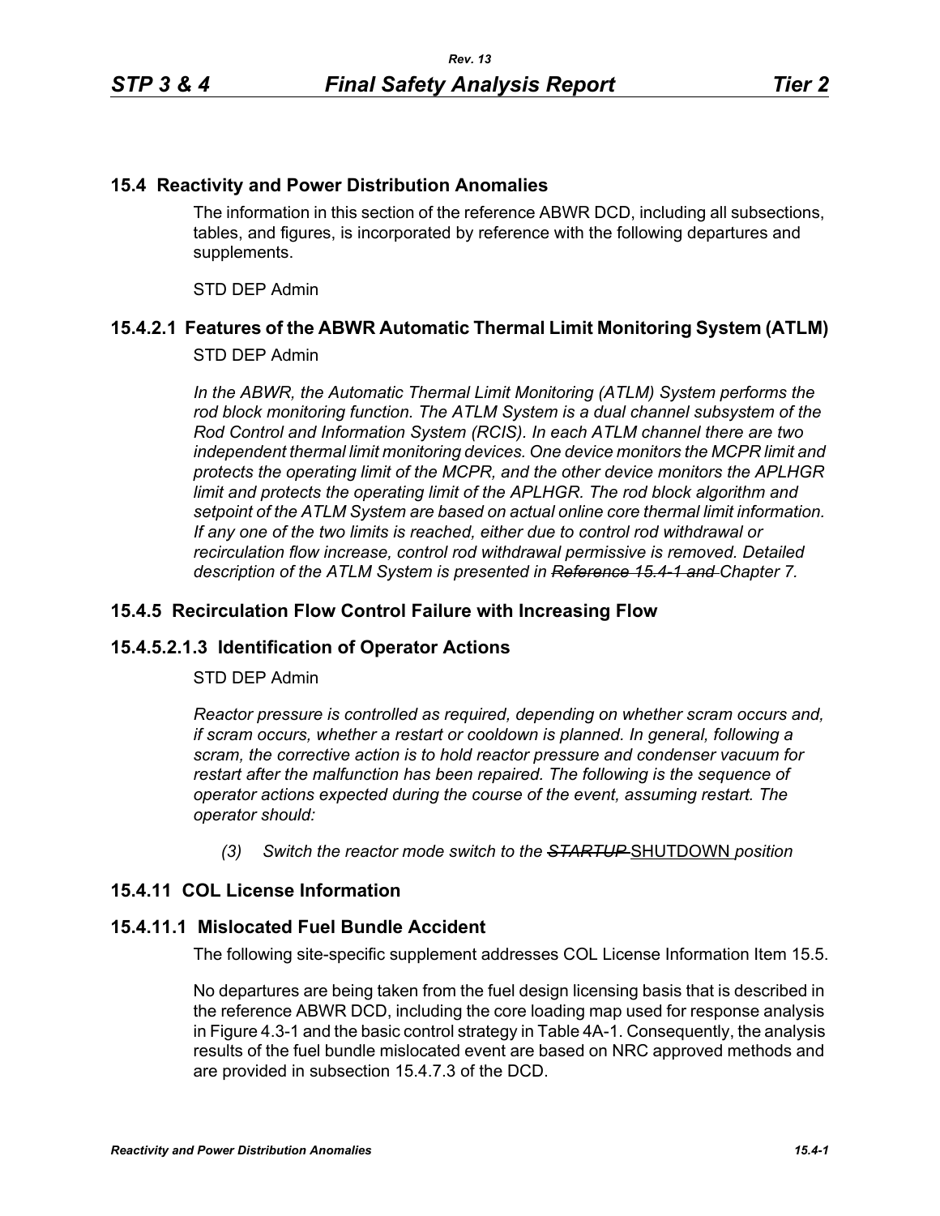## 15.4 Reactivity and Power Distribution Anomalies

The information in this section of the reference ABWR DCD, including all subsections, tables, and figures, is incorporated by reference with the following departures and supplements.

STD DEP Admin

## 15.4.2.1 Features of the ABWR Automatic Thermal Limit Monitoring System (ATLM)

STD DEP Admin

*In the ABWR, the Automatic Thermal Limit Monitoring (ATLM) System performs the rod block monitoring function. The ATLM System is a dual channel subsystem of the Rod Control and Information System (RCIS). In each ATLM channel there are two independent thermal limit monitoring devices. One device monitors the MCPR limit and protects the operating limit of the MCPR, and the other device monitors the APLHGR limit and protects the operating limit of the APLHGR. The rod block algorithm and setpoint of the ATLM System are based on actual online core thermal limit information. If any one of the two limits is reached, either due to control rod withdrawal or recirculation flow increase, control rod withdrawal permissive is removed. Detailed description of the ATLM System is presented in ~~Reference 15.4-1 and~~ Chapter 7.*

## 15.4.5 Recirculation Flow Control Failure with Increasing Flow

## 15.4.5.2.1.3 Identification of Operator Actions

STD DEP Admin

*Reactor pressure is controlled as required, depending on whether scram occurs and, if scram occurs, whether a restart or cooldown is planned. In general, following a scram, the corrective action is to hold reactor pressure and condenser vacuum for restart after the malfunction has been repaired. The following is the sequence of operator actions expected during the course of the event, assuming restart. The operator should:*

> *(3) Switch the reactor mode switch to the ~~STARTUP~~* <u>SHUTDOWN</u> *position*

## 15.4.11 COL License Information

## 15.4.11.1 Mislocated Fuel Bundle Accident

The following site-specific supplement addresses COL License Information Item 15.5.

No departures are being taken from the fuel design licensing basis that is described in the reference ABWR DCD, including the core loading map used for response analysis in Figure 4.3-1 and the basic control strategy in Table 4A-1. Consequently, the analysis results of the fuel bundle mislocated event are based on NRC approved methods and are provided in subsection 15.4.7.3 of the DCD.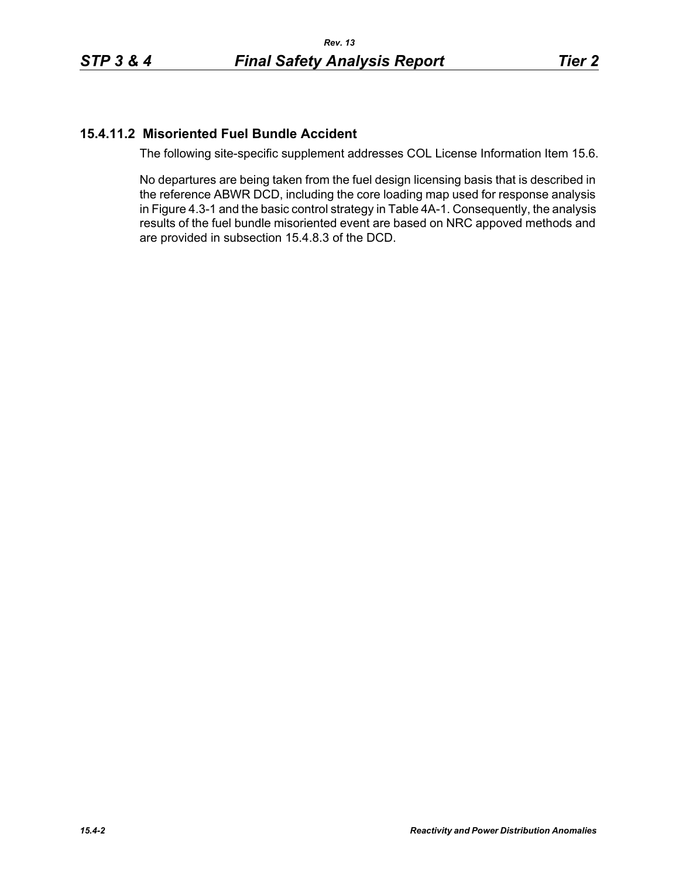### 15.4.11.2 Misoriented Fuel Bundle Accident

The following site-specific supplement addresses COL License Information Item 15.6.

No departures are being taken from the fuel design licensing basis that is described in the reference ABWR DCD, including the core loading map used for response analysis in Figure 4.3-1 and the basic control strategy in Table 4A-1. Consequently, the analysis results of the fuel bundle misoriented event are based on NRC appoved methods and are provided in subsection 15.4.8.3 of the DCD.